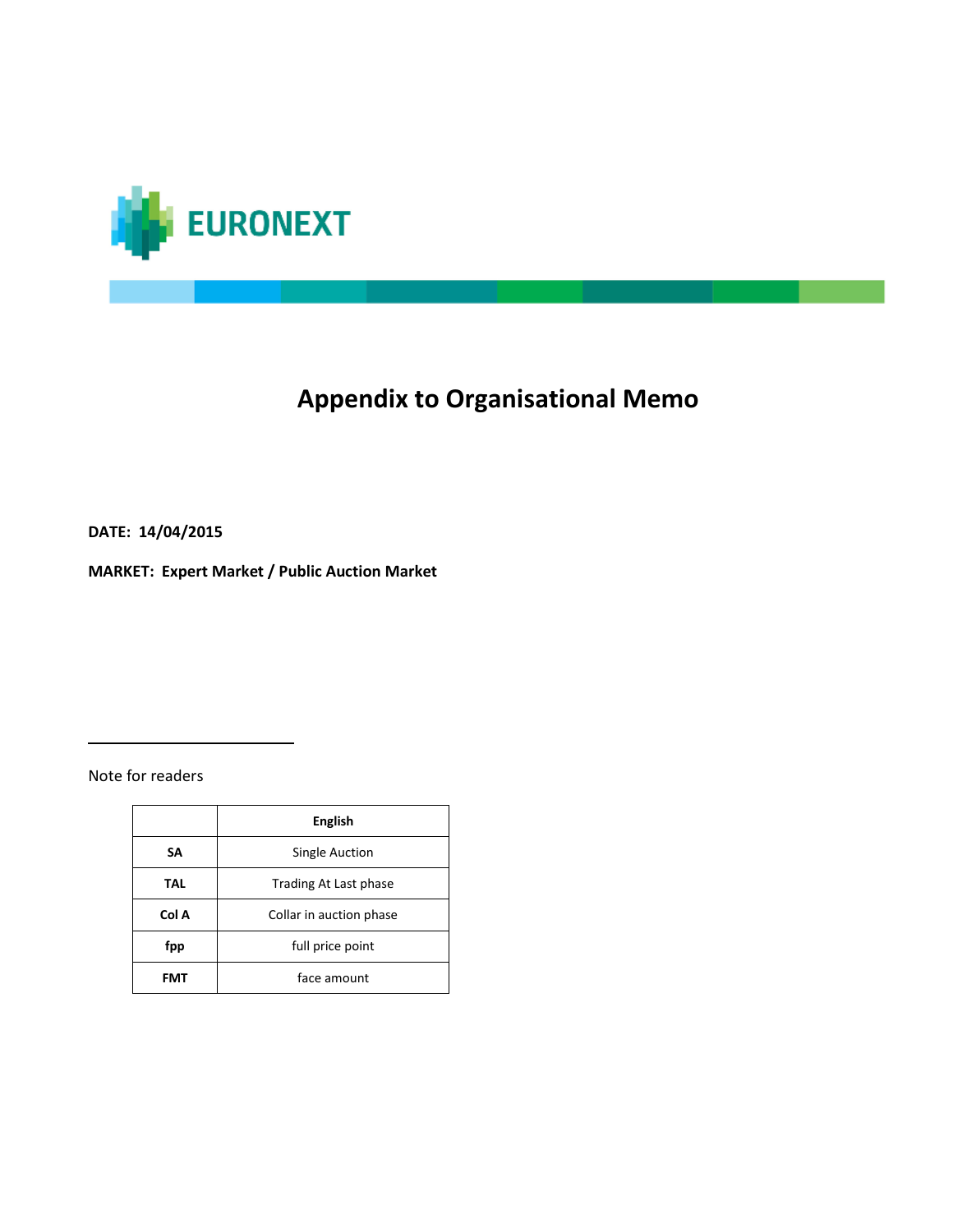EURONEXT

# Appendix to Organisational Memo

**DATE: 14/04/2015**

**MARKET: Expert Market / Public Auction Market**

---

Note for readers

| | **English** |
|---|---|
| **SA** | Single Auction |
| **TAL** | Trading At Last phase |
| **Col A** | Collar in auction phase |
| **fpp** | full price point |
| **FMT** | face amount |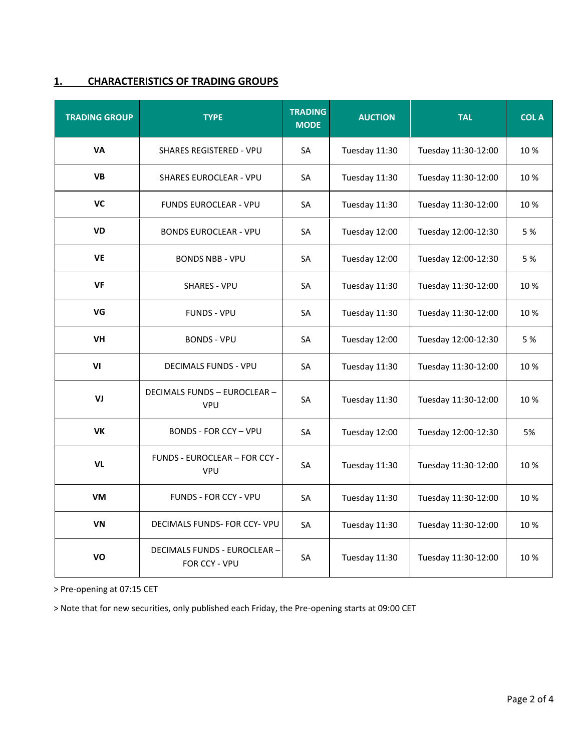## 1. CHARACTERISTICS OF TRADING GROUPS

| TRADING GROUP | TYPE | TRADING MODE | AUCTION | TAL | COL A |
|---|---|---|---|---|---|
| **VA** | SHARES REGISTERED - VPU | SA | Tuesday 11:30 | Tuesday 11:30-12:00 | 10 % |
| **VB** | SHARES EUROCLEAR - VPU | SA | Tuesday 11:30 | Tuesday 11:30-12:00 | 10 % |
| **VC** | FUNDS EUROCLEAR - VPU | SA | Tuesday 11:30 | Tuesday 11:30-12:00 | 10 % |
| **VD** | BONDS EUROCLEAR - VPU | SA | Tuesday 12:00 | Tuesday 12:00-12:30 | 5 % |
| **VE** | BONDS NBB - VPU | SA | Tuesday 12:00 | Tuesday 12:00-12:30 | 5 % |
| **VF** | SHARES - VPU | SA | Tuesday 11:30 | Tuesday 11:30-12:00 | 10 % |
| **VG** | FUNDS - VPU | SA | Tuesday 11:30 | Tuesday 11:30-12:00 | 10 % |
| **VH** | BONDS - VPU | SA | Tuesday 12:00 | Tuesday 12:00-12:30 | 5 % |
| **VI** | DECIMALS FUNDS - VPU | SA | Tuesday 11:30 | Tuesday 11:30-12:00 | 10 % |
| **VJ** | DECIMALS FUNDS – EUROCLEAR – VPU | SA | Tuesday 11:30 | Tuesday 11:30-12:00 | 10 % |
| **VK** | BONDS - FOR CCY – VPU | SA | Tuesday 12:00 | Tuesday 12:00-12:30 | 5% |
| **VL** | FUNDS - EUROCLEAR – FOR CCY - VPU | SA | Tuesday 11:30 | Tuesday 11:30-12:00 | 10 % |
| **VM** | FUNDS - FOR CCY - VPU | SA | Tuesday 11:30 | Tuesday 11:30-12:00 | 10 % |
| **VN** | DECIMALS FUNDS- FOR CCY- VPU | SA | Tuesday 11:30 | Tuesday 11:30-12:00 | 10 % |
| **VO** | DECIMALS FUNDS - EUROCLEAR – FOR CCY - VPU | SA | Tuesday 11:30 | Tuesday 11:30-12:00 | 10 % |

> Pre-opening at 07:15 CET

> Note that for new securities, only published each Friday, the Pre-opening starts at 09:00 CET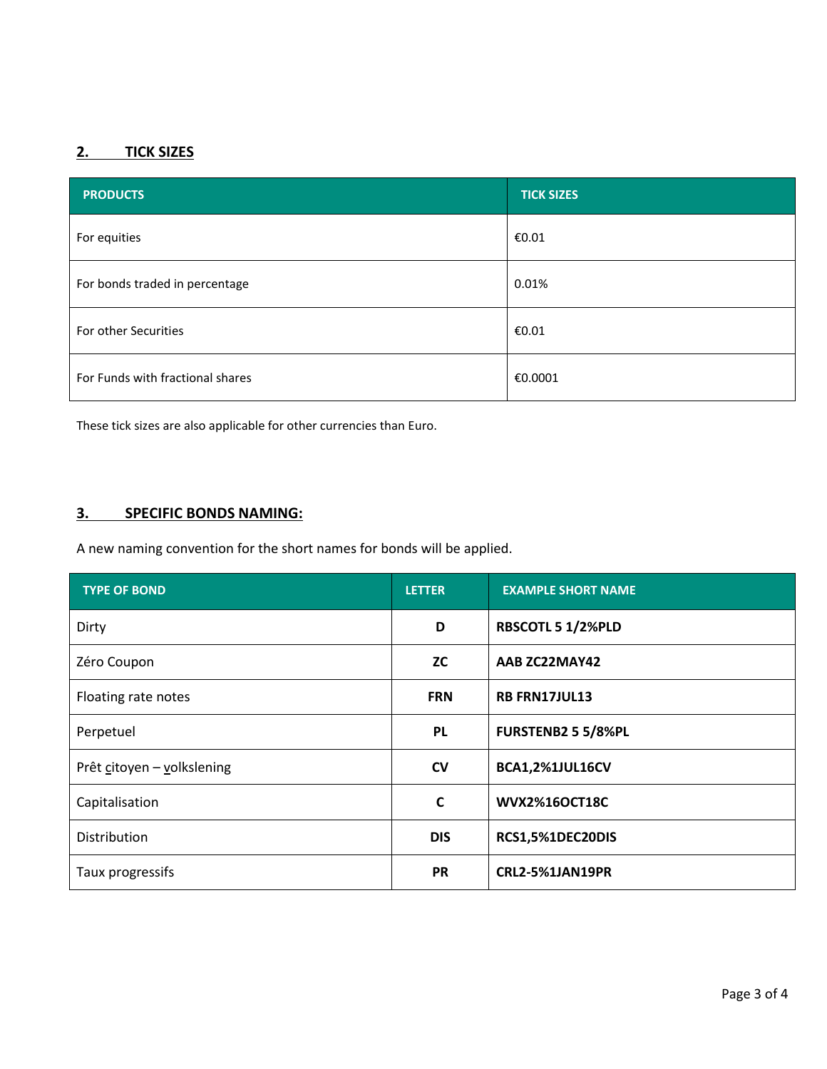## 2. TICK SIZES

| PRODUCTS | TICK SIZES |
|---|---|
| For equities | €0.01 |
| For bonds traded in percentage | 0.01% |
| For other Securities | €0.01 |
| For Funds with fractional shares | €0.0001 |

These tick sizes are also applicable for other currencies than Euro.

## 3. SPECIFIC BONDS NAMING:

A new naming convention for the short names for bonds will be applied.

| TYPE OF BOND | LETTER | EXAMPLE SHORT NAME |
|---|---|---|
| Dirty | **D** | **RBSCOTL 5 1/2%PLD** |
| Zéro Coupon | **ZC** | **AAB ZC22MAY42** |
| Floating rate notes | **FRN** | **RB FRN17JUL13** |
| Perpetuel | **PL** | **FURSTENB2 5 5/8%PL** |
| Prêt citoyen – volkslening | **CV** | **BCA1,2%1JUL16CV** |
| Capitalisation | **C** | **WVX2%16OCT18C** |
| Distribution | **DIS** | **RCS1,5%1DEC20DIS** |
| Taux progressifs | **PR** | **CRL2-5%1JAN19PR** |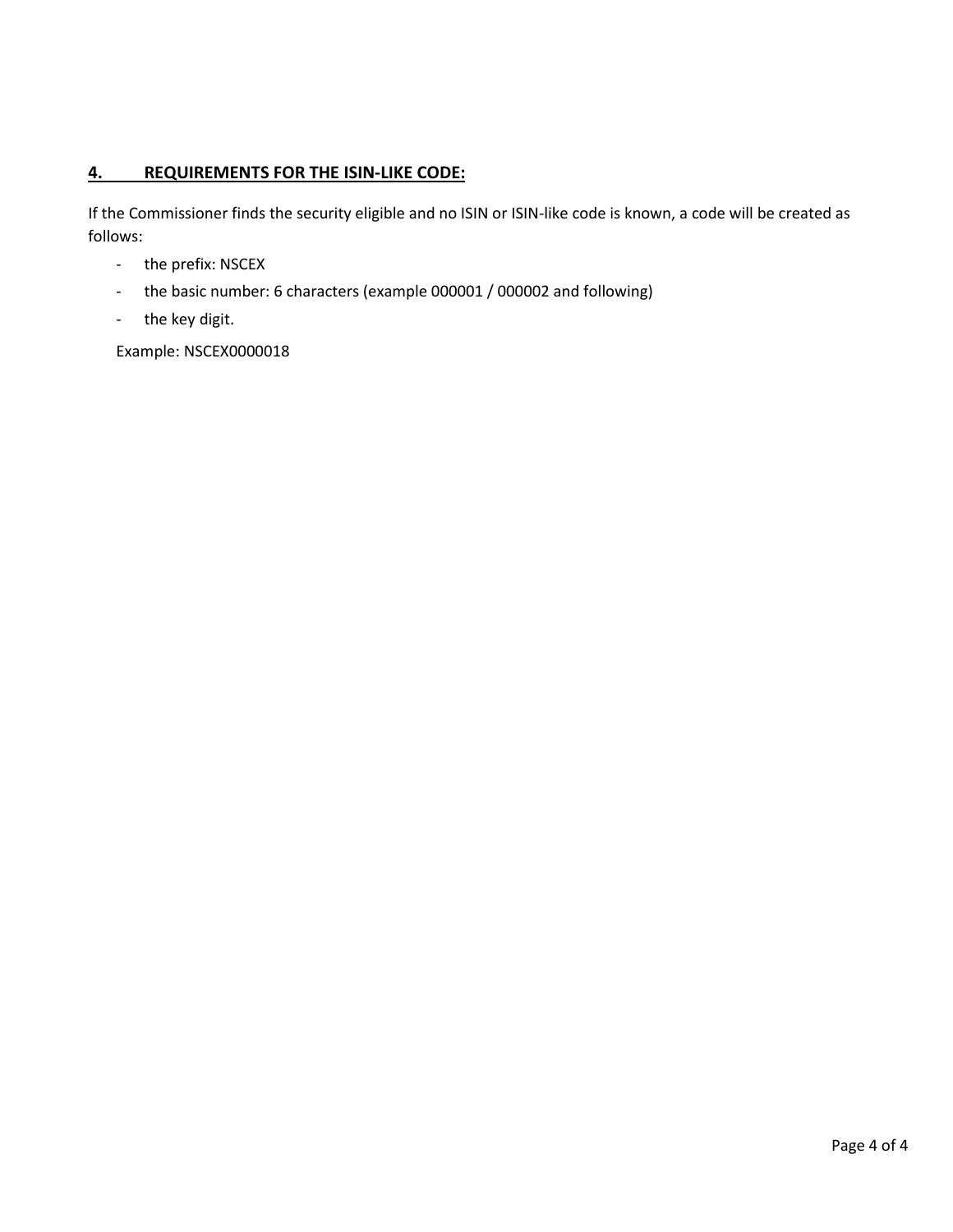## 4. REQUIREMENTS FOR THE ISIN-LIKE CODE:

If the Commissioner finds the security eligible and no ISIN or ISIN-like code is known, a code will be created as follows:

- the prefix: NSCEX
- the basic number: 6 characters (example 000001 / 000002 and following)
- the key digit.

Example: NSCEX0000018